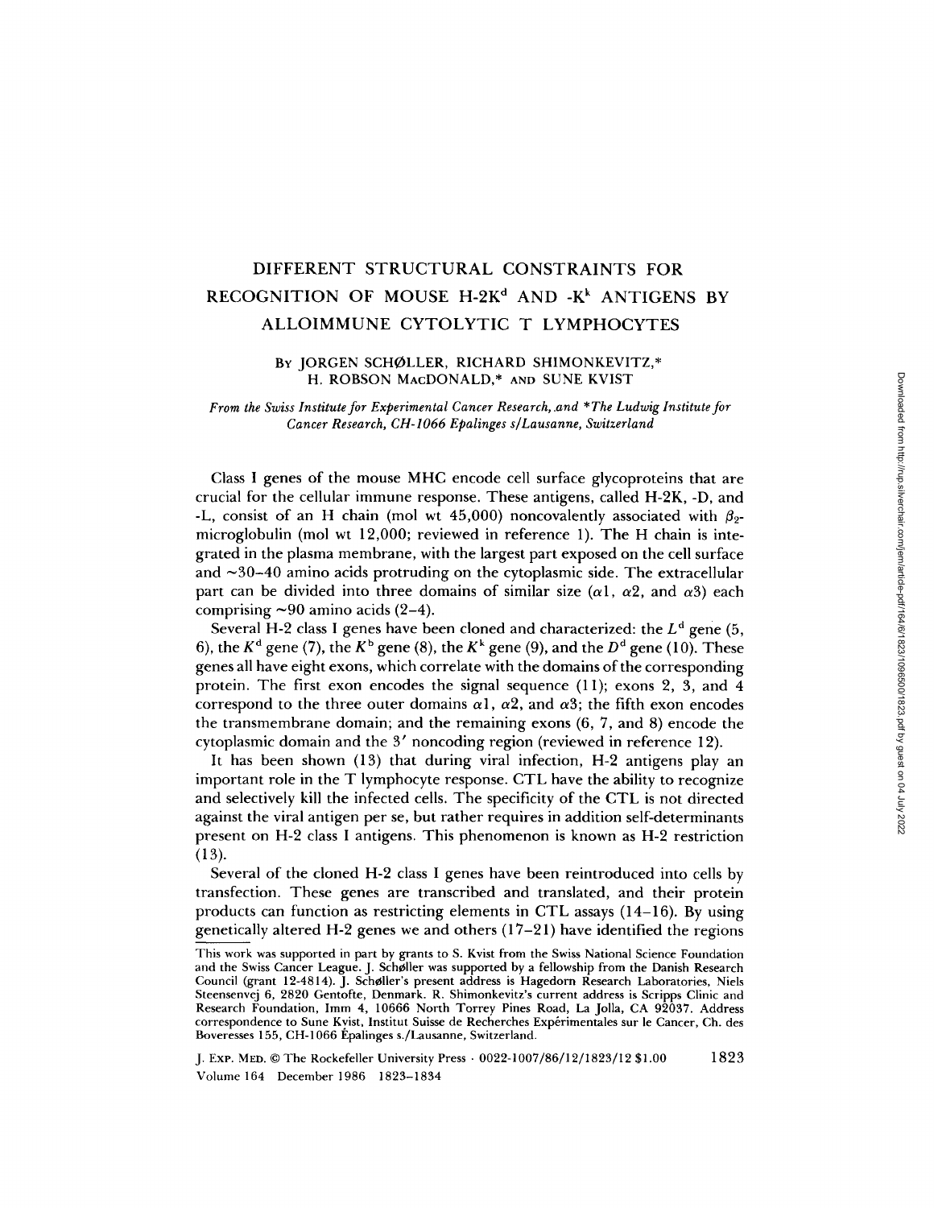# DIFFERENT STRUCTURAL CONSTRAINTS FOR RECOGNITION OF MOUSE H-2K$^d$ AND -K$^k$ ANTIGENS BY ALLOIMMUNE CYTOLYTIC T LYMPHOCYTES

BY JORGEN SCHØLLER, RICHARD SHIMONKEVITZ,* H. ROBSON MacDONALD,* AND SUNE KVIST

*From the Swiss Institute for Experimental Cancer Research, and \*The Ludwig Institute for Cancer Research, CH-1066 Epalinges s/Lausanne, Switzerland*

Class I genes of the mouse MHC encode cell surface glycoproteins that are crucial for the cellular immune response. These antigens, called H-2K, -D, and -L, consist of an H chain (mol wt 45,000) noncovalently associated with $\beta_2$-microglobulin (mol wt 12,000; reviewed in reference 1). The H chain is integrated in the plasma membrane, with the largest part exposed on the cell surface and ~30–40 amino acids protruding on the cytoplasmic side. The extracellular part can be divided into three domains of similar size ($\alpha$1, $\alpha$2, and $\alpha$3) each comprising ~90 amino acids (2–4).

Several H-2 class I genes have been cloned and characterized: the $L^d$ gene (5, 6), the $K^d$ gene (7), the $K^b$ gene (8), the $K^k$ gene (9), and the $D^d$ gene (10). These genes all have eight exons, which correlate with the domains of the corresponding protein. The first exon encodes the signal sequence (11); exons 2, 3, and 4 correspond to the three outer domains $\alpha$1, $\alpha$2, and $\alpha$3; the fifth exon encodes the transmembrane domain; and the remaining exons (6, 7, and 8) encode the cytoplasmic domain and the 3' noncoding region (reviewed in reference 12).

It has been shown (13) that during viral infection, H-2 antigens play an important role in the T lymphocyte response. CTL have the ability to recognize and selectively kill the infected cells. The specificity of the CTL is not directed against the viral antigen per se, but rather requires in addition self-determinants present on H-2 class I antigens. This phenomenon is known as H-2 restriction (13).

Several of the cloned H-2 class I genes have been reintroduced into cells by transfection. These genes are transcribed and translated, and their protein products can function as restricting elements in CTL assays (14–16). By using genetically altered H-2 genes we and others (17–21) have identified the regions

This work was supported in part by grants to S. Kvist from the Swiss National Science Foundation and the Swiss Cancer League. J. Schøller was supported by a fellowship from the Danish Research Council (grant 12-4814). J. Schøller's present address is Hagedorn Research Laboratories, Niels Steensenvej 6, 2820 Gentofte, Denmark. R. Shimonkevitz's current address is Scripps Clinic and Research Foundation, Imm 4, 10666 North Torrey Pines Road, La Jolla, CA 92037. Address correspondence to Sune Kvist, Institut Suisse de Recherches Expérimentales sur le Cancer, Ch. des Boveresses 155, CH-1066 Épalinges s./Lausanne, Switzerland.

J. EXP. MED. © The Rockefeller University Press · 0022-1007/86/12/1823/12 $1.00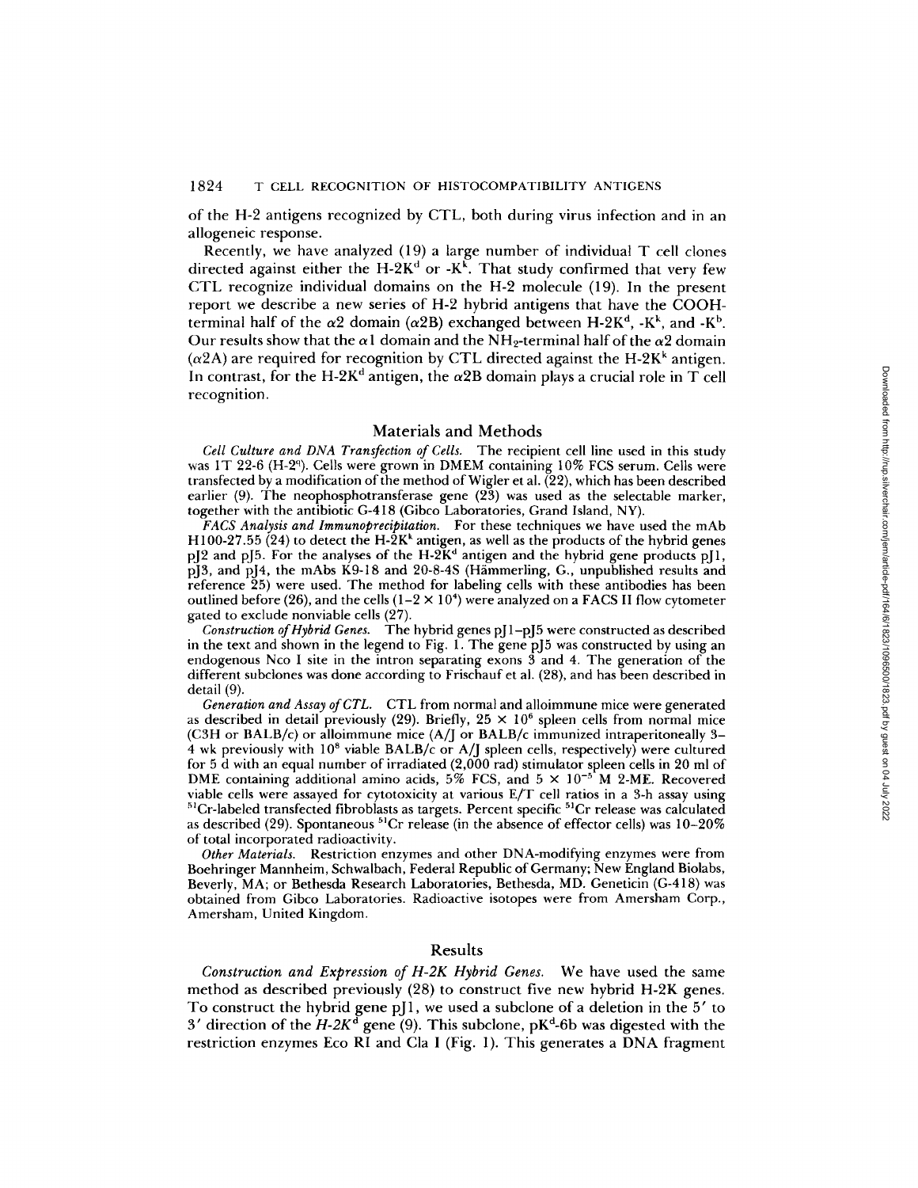of the H-2 antigens recognized by CTL, both during virus infection and in an allogeneic response.

Recently, we have analyzed (19) a large number of individual T cell clones directed against either the H-2K$^d$ or -K$^k$. That study confirmed that very few CTL recognize individual domains on the H-2 molecule (19). In the present report we describe a new series of H-2 hybrid antigens that have the COOH-terminal half of the $\alpha$2 domain ($\alpha$2B) exchanged between H-2K$^d$, -K$^k$, and -K$^b$. Our results show that the $\alpha$1 domain and the $NH_2$-terminal half of the $\alpha$2 domain ($\alpha$2A) are required for recognition by CTL directed against the H-2K$^k$ antigen. In contrast, for the H-2K$^d$ antigen, the $\alpha$2B domain plays a crucial role in T cell recognition.

## Materials and Methods

*Cell Culture and DNA Transfection of Cells.* The recipient cell line used in this study was 1T 22-6 (H-2$^q$). Cells were grown in DMEM containing 10% FCS serum. Cells were transfected by a modification of the method of Wigler et al. (22), which has been described earlier (9). The neophosphotransferase gene (23) was used as the selectable marker, together with the antibiotic G-418 (Gibco Laboratories, Grand Island, NY).

*FACS Analysis and Immunoprecipitation.* For these techniques we have used the mAb H100-27.55 (24) to detect the H-2K$^k$ antigen, as well as the products of the hybrid genes pJ2 and pJ5. For the analyses of the H-2K$^d$ antigen and the hybrid gene products pJ1, pJ3, and pJ4, the mAbs K9-18 and 20-8-4S (Hämmerling, G., unpublished results and reference 25) were used. The method for labeling cells with these antibodies has been outlined before (26), and the cells ($1-2 \times 10^4$) were analyzed on a FACS II flow cytometer gated to exclude nonviable cells (27).

*Construction of Hybrid Genes.* The hybrid genes pJ1–pJ5 were constructed as described in the text and shown in the legend to Fig. 1. The gene pJ5 was constructed by using an endogenous Nco I site in the intron separating exons 3 and 4. The generation of the different subclones was done according to Frischauf et al. (28), and has been described in detail (9).

*Generation and Assay of CTL.* CTL from normal and alloimmune mice were generated as described in detail previously (29). Briefly, $25 \times 10^6$ spleen cells from normal mice (C3H or BALB/c) or alloimmune mice (A/J or BALB/c immunized intraperitoneally 3–4 wk previously with $10^8$ viable BALB/c or A/J spleen cells, respectively) were cultured for 5 d with an equal number of irradiated (2,000 rad) stimulator spleen cells in 20 ml of DME containing additional amino acids, 5% FCS, and $5 \times 10^{-5}$ M 2-ME. Recovered viable cells were assayed for cytotoxicity at various E/T cell ratios in a 3-h assay using $^{51}$Cr-labeled transfected fibroblasts as targets. Percent specific $^{51}$Cr release was calculated as described (29). Spontaneous $^{51}$Cr release (in the absence of effector cells) was 10–20% of total incorporated radioactivity.

*Other Materials.* Restriction enzymes and other DNA-modifying enzymes were from Boehringer Mannheim, Schwalbach, Federal Republic of Germany; New England Biolabs, Beverly, MA; or Bethesda Research Laboratories, Bethesda, MD. Geneticin (G-418) was obtained from Gibco Laboratories. Radioactive isotopes were from Amersham Corp., Amersham, United Kingdom.

## Results

*Construction and Expression of H-2K Hybrid Genes.* We have used the same method as described previously (28) to construct five new hybrid H-2K genes. To construct the hybrid gene pJ1, we used a subclone of a deletion in the 5′ to 3′ direction of the *H-2K$^d$* gene (9). This subclone, pK$^d$-6b was digested with the restriction enzymes Eco RI and Cla I (Fig. 1). This generates a DNA fragment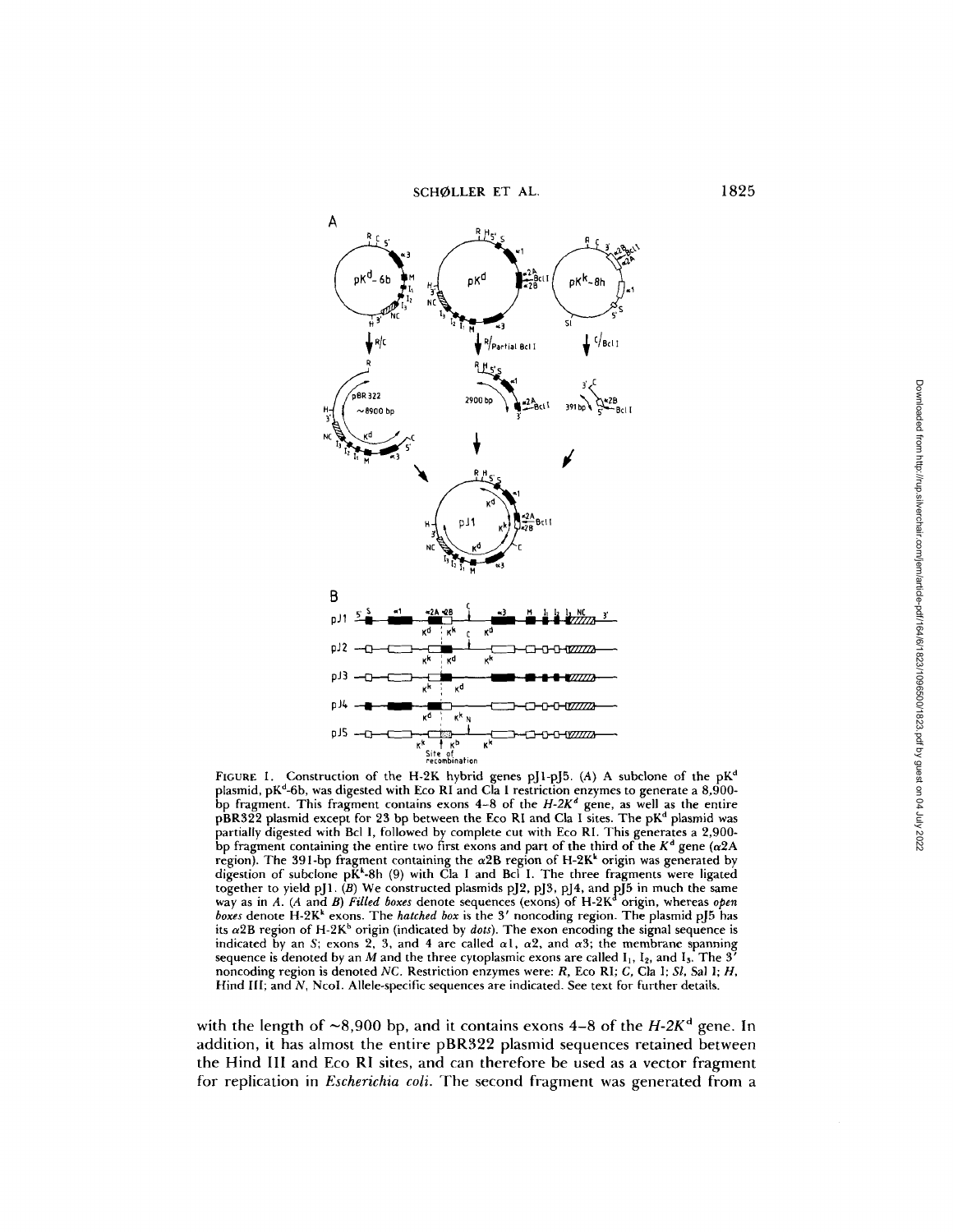FIGURE 1. Construction of the H-2K hybrid genes pJ1-pJ5. (*A*) A subclone of the $pK^d$ plasmid, $pK^d$-6b, was digested with Eco RI and Cla I restriction enzymes to generate a 8,900-bp fragment. This fragment contains exons 4–8 of the *H-2K^d* gene, as well as the entire pBR322 plasmid except for 23 bp between the Eco RI and Cla I sites. The $pK^d$ plasmid was partially digested with Bcl I, followed by complete cut with Eco RI. This generates a 2,900-bp fragment containing the entire two first exons and part of the third of the $K^d$ gene ($\alpha$2A region). The 391-bp fragment containing the $\alpha$2B region of $H$-$2K^k$ origin was generated by digestion of subclone $pK^k$-8h (9) with Cla I and Bcl I. The three fragments were ligated together to yield pJ1. (*B*) We constructed plasmids pJ2, pJ3, pJ4, and pJ5 in much the same way as in *A*. (*A* and *B*) *Filled boxes* denote sequences (exons) of $H$-$2K^d$ origin, whereas *open boxes* denote $H$-$2K^k$ exons. The *hatched box* is the 3′ noncoding region. The plasmid pJ5 has its $\alpha$2B region of $H$-$2K^b$ origin (indicated by *dots*). The exon encoding the signal sequence is indicated by an *S*; exons 2, 3, and 4 are called $\alpha$1, $\alpha$2, and $\alpha$3; the membrane spanning sequence is denoted by an *M* and the three cytoplasmic exons are called $I_1$, $I_2$, and $I_3$. The 3′ noncoding region is denoted *NC*. Restriction enzymes were: *R*, Eco RI; *C*, Cla I; *Sl*, Sal I; *H*, Hind III; and *N*, NcoI. Allele-specific sequences are indicated. See text for further details.

with the length of ~8,900 bp, and it contains exons 4–8 of the *H-2K^d* gene. In addition, it has almost the entire pBR322 plasmid sequences retained between the Hind III and Eco RI sites, and can therefore be used as a vector fragment for replication in *Escherichia coli*. The second fragment was generated from a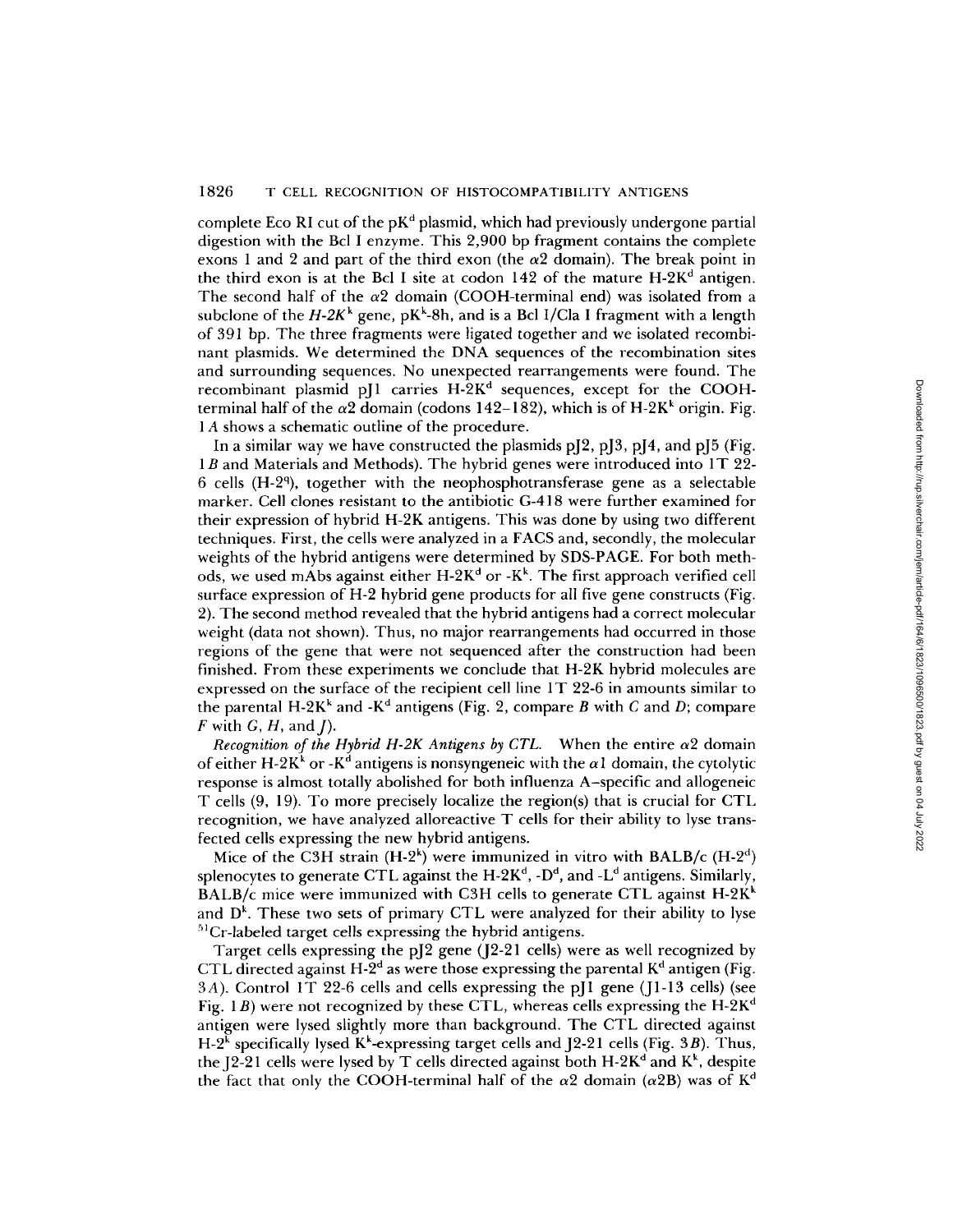complete Eco RI cut of the pK$^d$ plasmid, which had previously undergone partial digestion with the Bcl I enzyme. This 2,900 bp fragment contains the complete exons 1 and 2 and part of the third exon (the $\alpha$2 domain). The break point in the third exon is at the Bcl I site at codon 142 of the mature H-2K$^d$ antigen. The second half of the $\alpha$2 domain (COOH-terminal end) was isolated from a subclone of the *H-2K*$^k$ gene, pK$^k$-8h, and is a Bcl I/Cla I fragment with a length of 391 bp. The three fragments were ligated together and we isolated recombinant plasmids. We determined the DNA sequences of the recombination sites and surrounding sequences. No unexpected rearrangements were found. The recombinant plasmid pJ1 carries H-2K$^d$ sequences, except for the COOH-terminal half of the $\alpha$2 domain (codons 142–182), which is of H-2K$^k$ origin. Fig. 1*A* shows a schematic outline of the procedure.

In a similar way we have constructed the plasmids pJ2, pJ3, pJ4, and pJ5 (Fig. 1*B* and Materials and Methods). The hybrid genes were introduced into 1T 22-6 cells (H-2$^q$), together with the neophosphotransferase gene as a selectable marker. Cell clones resistant to the antibiotic G-418 were further examined for their expression of hybrid H-2K antigens. This was done by using two different techniques. First, the cells were analyzed in a FACS and, secondly, the molecular weights of the hybrid antigens were determined by SDS-PAGE. For both methods, we used mAbs against either H-2K$^d$ or -K$^k$. The first approach verified cell surface expression of H-2 hybrid gene products for all five gene constructs (Fig. 2). The second method revealed that the hybrid antigens had a correct molecular weight (data not shown). Thus, no major rearrangements had occurred in those regions of the gene that were not sequenced after the construction had been finished. From these experiments we conclude that H-2K hybrid molecules are expressed on the surface of the recipient cell line 1T 22-6 in amounts similar to the parental H-2K$^k$ and -K$^d$ antigens (Fig. 2, compare *B* with *C* and *D*; compare *F* with *G*, *H*, and *J*).

*Recognition of the Hybrid H-2K Antigens by CTL.* When the entire $\alpha$2 domain of either H-2K$^k$ or -K$^d$ antigens is nonsyngeneic with the $\alpha$1 domain, the cytolytic response is almost totally abolished for both influenza A–specific and allogeneic T cells (9, 19). To more precisely localize the region(s) that is crucial for CTL recognition, we have analyzed alloreactive T cells for their ability to lyse transfected cells expressing the new hybrid antigens.

Mice of the C3H strain (H-2$^k$) were immunized in vitro with BALB/c (H-2$^d$) splenocytes to generate CTL against the H-2K$^d$, -D$^d$, and -L$^d$ antigens. Similarly, BALB/c mice were immunized with C3H cells to generate CTL against H-2K$^k$ and D$^k$. These two sets of primary CTL were analyzed for their ability to lyse $^{51}$Cr-labeled target cells expressing the hybrid antigens.

Target cells expressing the pJ2 gene (J2-21 cells) were as well recognized by CTL directed against H-2$^d$ as were those expressing the parental K$^d$ antigen (Fig. 3*A*). Control 1T 22-6 cells and cells expressing the pJ1 gene (J1-13 cells) (see Fig. 1*B*) were not recognized by these CTL, whereas cells expressing the H-2K$^d$ antigen were lysed slightly more than background. The CTL directed against H-2$^k$ specifically lysed K$^k$-expressing target cells and J2-21 cells (Fig. 3*B*). Thus, the J2-21 cells were lysed by T cells directed against both H-2K$^d$ and K$^k$, despite the fact that only the COOH-terminal half of the $\alpha$2 domain ($\alpha$2B) was of K$^d$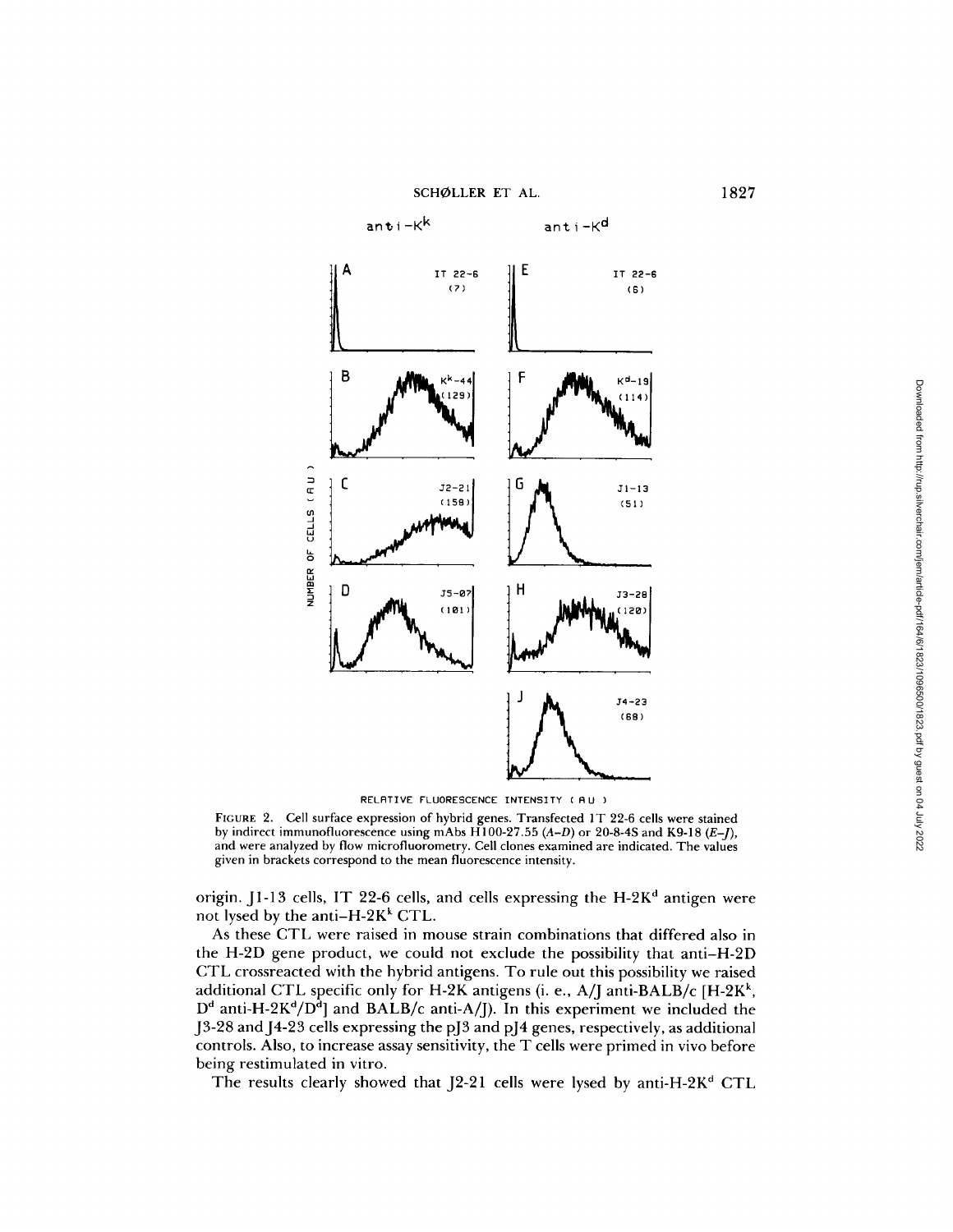FIGURE 2. Cell surface expression of hybrid genes. Transfected IT 22-6 cells were stained by indirect immunofluorescence using mAbs H100-27.55 (*A–D*) or 20-8-4S and K9-18 (*E–J*), and were analyzed by flow microfluorometry. Cell clones examined are indicated. The values given in brackets correspond to the mean fluorescence intensity.

origin. J1-13 cells, IT 22-6 cells, and cells expressing the H-$2K^d$ antigen were not lysed by the anti–H-$2K^k$ CTL.

As these CTL were raised in mouse strain combinations that differed also in the H-2D gene product, we could not exclude the possibility that anti–H-2D CTL crossreacted with the hybrid antigens. To rule out this possibility we raised additional CTL specific only for H-2K antigens (i. e., A/J anti-BALB/c [H-$2K^k$, $D^d$ anti-H-$2K^d$/$D^d$] and BALB/c anti-A/J). In this experiment we included the J3-28 and J4-23 cells expressing the pJ3 and pJ4 genes, respectively, as additional controls. Also, to increase assay sensitivity, the T cells were primed in vivo before being restimulated in vitro.

The results clearly showed that J2-21 cells were lysed by anti-H-$2K^d$ CTL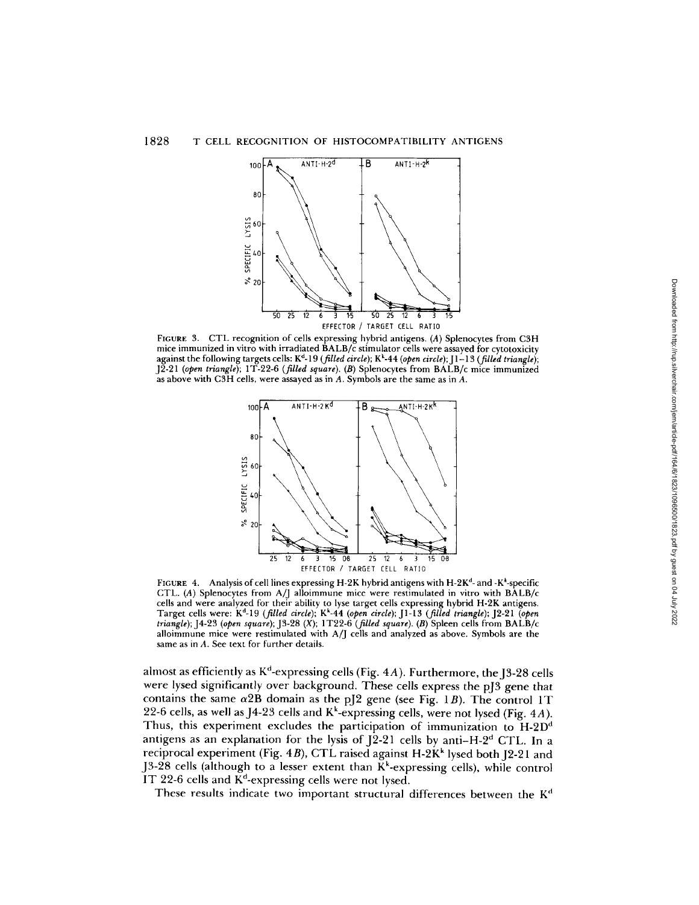FIGURE 3. CTL recognition of cells expressing hybrid antigens. (*A*) Splenocytes from C3H mice immunized in vitro with irradiated BALB/c stimulator cells were assayed for cytotoxicity against the following targets cells: $K^d$-19 (*filled circle*); $K^k$-44 (*open circle*); J1-13 (*filled triangle*); J2-21 (*open triangle*); 1T-22-6 (*filled square*). (*B*) Splenocytes from BALB/c mice immunized as above with C3H cells, were assayed as in *A*. Symbols are the same as in *A*.

FIGURE 4. Analysis of cell lines expressing H-2K hybrid antigens with H-$2K^d$- and -$K^k$-specific CTL. (*A*) Splenocytes from A/J alloimmune mice were restimulated in vitro with BALB/c cells and were analyzed for their ability to lyse target cells expressing hybrid H-2K antigens. Target cells were: $K^d$-19 (*filled circle*); $K^k$-44 (*open circle*); J1-13 (*filled triangle*); J2-21 (*open triangle*); J4-23 (*open square*); J3-28 (*X*); 1T22-6 (*filled square*). (*B*) Spleen cells from BALB/c alloimmune mice were restimulated with A/J cells and analyzed as above. Symbols are the same as in *A*. See text for further details.

almost as efficiently as $K^d$-expressing cells (Fig. 4*A*). Furthermore, the J3-28 cells were lysed significantly over background. These cells express the pJ3 gene that contains the same α2B domain as the pJ2 gene (see Fig. 1*B*). The control 1T 22-6 cells, as well as J4-23 cells and $K^k$-expressing cells, were not lysed (Fig. 4*A*). Thus, this experiment excludes the participation of immunization to H-$2D^d$ antigens as an explanation for the lysis of J2-21 cells by anti–H-$2^d$ CTL. In a reciprocal experiment (Fig. 4*B*), CTL raised against H-$2K^k$ lysed both J2-21 and J3-28 cells (although to a lesser extent than $K^k$-expressing cells), while control IT 22-6 cells and $K^d$-expressing cells were not lysed.

These results indicate two important structural differences between the $K^d$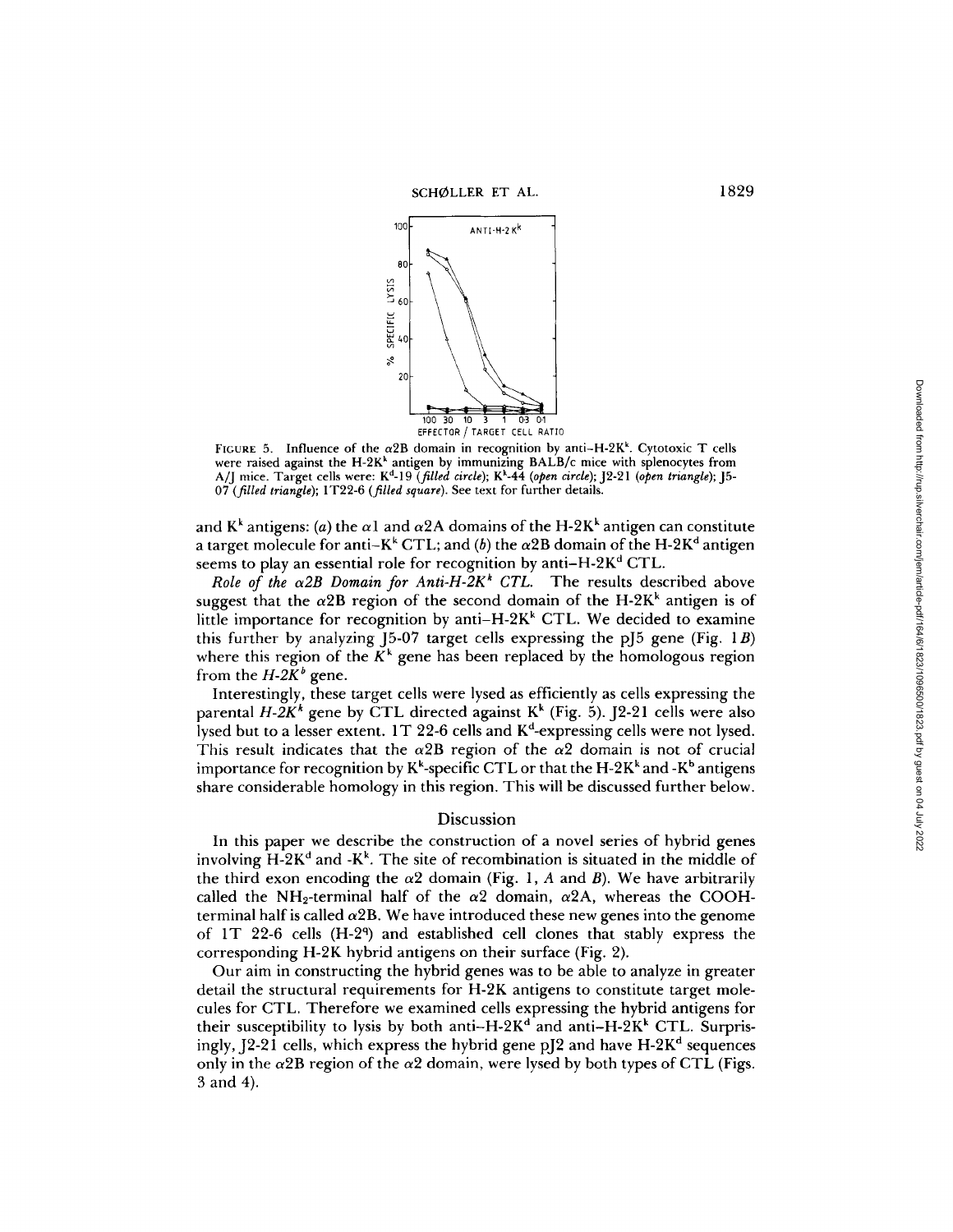FIGURE 5. Influence of the $\alpha$2B domain in recognition by anti–H-2K$^k$. Cytotoxic T cells were raised against the H-2K$^k$ antigen by immunizing BALB/c mice with splenocytes from A/J mice. Target cells were: K$^d$-19 (*filled circle*); K$^k$-44 (*open circle*); J2-21 (*open triangle*); J5-07 (*filled triangle*); 1T22-6 (*filled square*). See text for further details.

and K$^k$ antigens: (*a*) the $\alpha$1 and $\alpha$2A domains of the H-2K$^k$ antigen can constitute a target molecule for anti–K$^k$ CTL; and (*b*) the $\alpha$2B domain of the H-2K$^d$ antigen seems to play an essential role for recognition by anti–H-2K$^d$ CTL.

*Role of the $\alpha$2B Domain for Anti-H-2K$^k$ CTL.* The results described above suggest that the $\alpha$2B region of the second domain of the H-2K$^k$ antigen is of little importance for recognition by anti–H-2K$^k$ CTL. We decided to examine this further by analyzing J5-07 target cells expressing the pJ5 gene (Fig. 1*B*) where this region of the $K^k$ gene has been replaced by the homologous region from the *H-2K$^b$* gene.

Interestingly, these target cells were lysed as efficiently as cells expressing the parental *H-2K$^k$* gene by CTL directed against K$^k$ (Fig. 5). J2-21 cells were also lysed but to a lesser extent. 1T 22-6 cells and K$^d$-expressing cells were not lysed. This result indicates that the $\alpha$2B region of the $\alpha$2 domain is not of crucial importance for recognition by K$^k$-specific CTL or that the H-2K$^k$ and -K$^b$ antigens share considerable homology in this region. This will be discussed further below.

## Discussion

In this paper we describe the construction of a novel series of hybrid genes involving H-2K$^d$ and -K$^k$. The site of recombination is situated in the middle of the third exon encoding the $\alpha$2 domain (Fig. 1, *A* and *B*). We have arbitrarily called the $NH_2$-terminal half of the $\alpha$2 domain, $\alpha$2A, whereas the COOH-terminal half is called $\alpha$2B. We have introduced these new genes into the genome of 1T 22-6 cells (H-2$^q$) and established cell clones that stably express the corresponding H-2K hybrid antigens on their surface (Fig. 2).

Our aim in constructing the hybrid genes was to be able to analyze in greater detail the structural requirements for H-2K antigens to constitute target molecules for CTL. Therefore we examined cells expressing the hybrid antigens for their susceptibility to lysis by both anti–H-2K$^d$ and anti–H-2K$^k$ CTL. Surprisingly, J2-21 cells, which express the hybrid gene pJ2 and have H-2K$^d$ sequences only in the $\alpha$2B region of the $\alpha$2 domain, were lysed by both types of CTL (Figs. 3 and 4).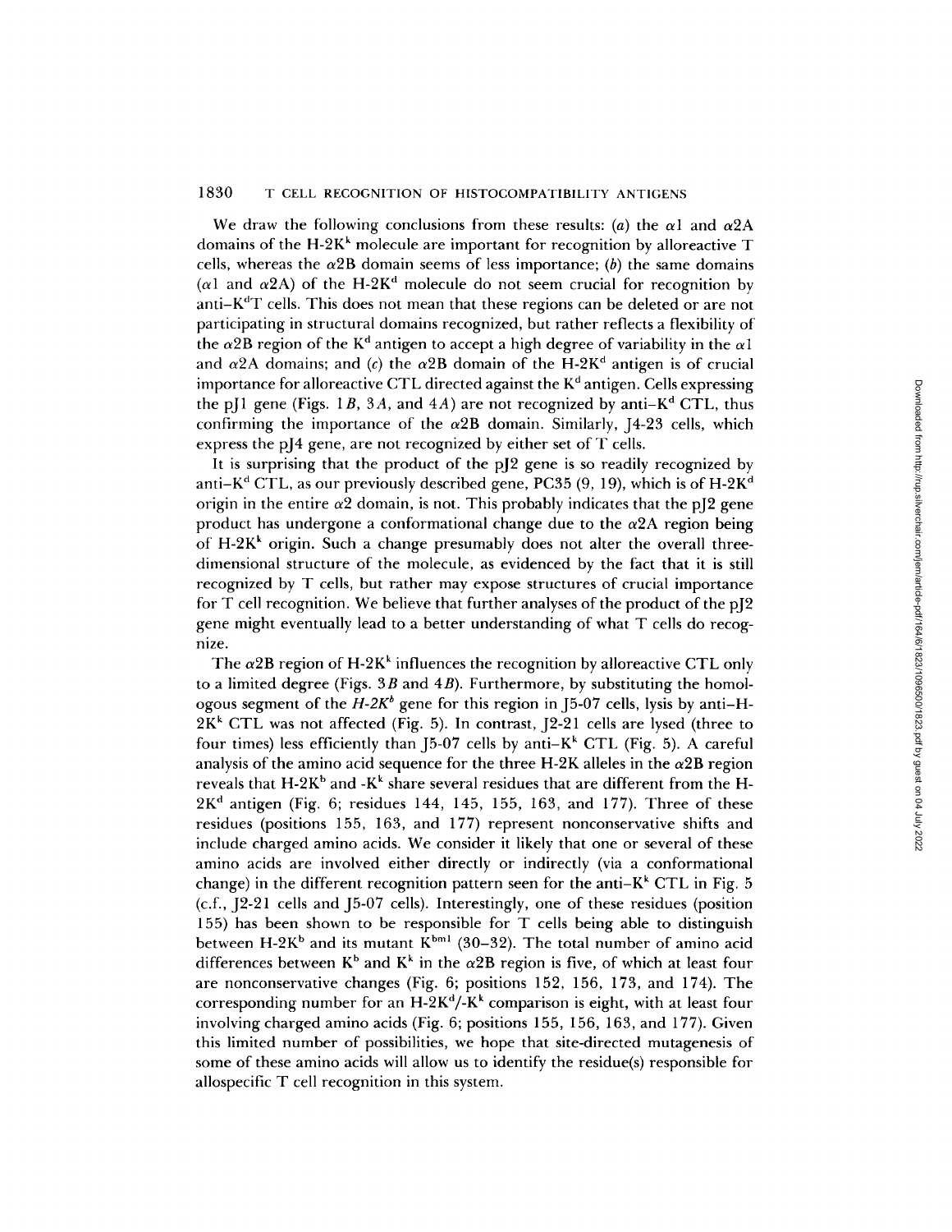We draw the following conclusions from these results: (*a*) the $\alpha1$ and $\alpha2A$ domains of the H-$2K^k$ molecule are important for recognition by alloreactive T cells, whereas the $\alpha2B$ domain seems of less importance; (*b*) the same domains ($\alpha1$ and $\alpha2A$) of the H-$2K^d$ molecule do not seem crucial for recognition by anti-$K^d$T cells. This does not mean that these regions can be deleted or are not participating in structural domains recognized, but rather reflects a flexibility of the $\alpha2B$ region of the $K^d$ antigen to accept a high degree of variability in the $\alpha1$ and $\alpha2A$ domains; and (*c*) the $\alpha2B$ domain of the H-$2K^d$ antigen is of crucial importance for alloreactive CTL directed against the $K^d$ antigen. Cells expressing the pJ1 gene (Figs. 1*B*, 3*A*, and 4*A*) are not recognized by anti-$K^d$ CTL, thus confirming the importance of the $\alpha2B$ domain. Similarly, J4-23 cells, which express the pJ4 gene, are not recognized by either set of T cells.

It is surprising that the product of the pJ2 gene is so readily recognized by anti-$K^d$ CTL, as our previously described gene, PC35 (9, 19), which is of H-$2K^d$ origin in the entire $\alpha2$ domain, is not. This probably indicates that the pJ2 gene product has undergone a conformational change due to the $\alpha2A$ region being of H-$2K^k$ origin. Such a change presumably does not alter the overall three-dimensional structure of the molecule, as evidenced by the fact that it is still recognized by T cells, but rather may expose structures of crucial importance for T cell recognition. We believe that further analyses of the product of the pJ2 gene might eventually lead to a better understanding of what T cells do recognize.

The $\alpha2B$ region of H-$2K^k$ influences the recognition by alloreactive CTL only to a limited degree (Figs. 3*B* and 4*B*). Furthermore, by substituting the homologous segment of the *H-$2K^b$* gene for this region in J5-07 cells, lysis by anti-H-$2K^k$ CTL was not affected (Fig. 5). In contrast, J2-21 cells are lysed (three to four times) less efficiently than J5-07 cells by anti-$K^k$ CTL (Fig. 5). A careful analysis of the amino acid sequence for the three H-2K alleles in the $\alpha2B$ region reveals that H-$2K^b$ and -$K^k$ share several residues that are different from the H-$2K^d$ antigen (Fig. 6; residues 144, 145, 155, 163, and 177). Three of these residues (positions 155, 163, and 177) represent nonconservative shifts and include charged amino acids. We consider it likely that one or several of these amino acids are involved either directly or indirectly (via a conformational change) in the different recognition pattern seen for the anti-$K^k$ CTL in Fig. 5 (c.f., J2-21 cells and J5-07 cells). Interestingly, one of these residues (position 155) has been shown to be responsible for T cells being able to distinguish between H-$2K^b$ and its mutant $K^{bm1}$ (30–32). The total number of amino acid differences between $K^b$ and $K^k$ in the $\alpha2B$ region is five, of which at least four are nonconservative changes (Fig. 6; positions 152, 156, 173, and 174). The corresponding number for an H-$2K^d$/-$K^k$ comparison is eight, with at least four involving charged amino acids (Fig. 6; positions 155, 156, 163, and 177). Given this limited number of possibilities, we hope that site-directed mutagenesis of some of these amino acids will allow us to identify the residue(s) responsible for allospecific T cell recognition in this system.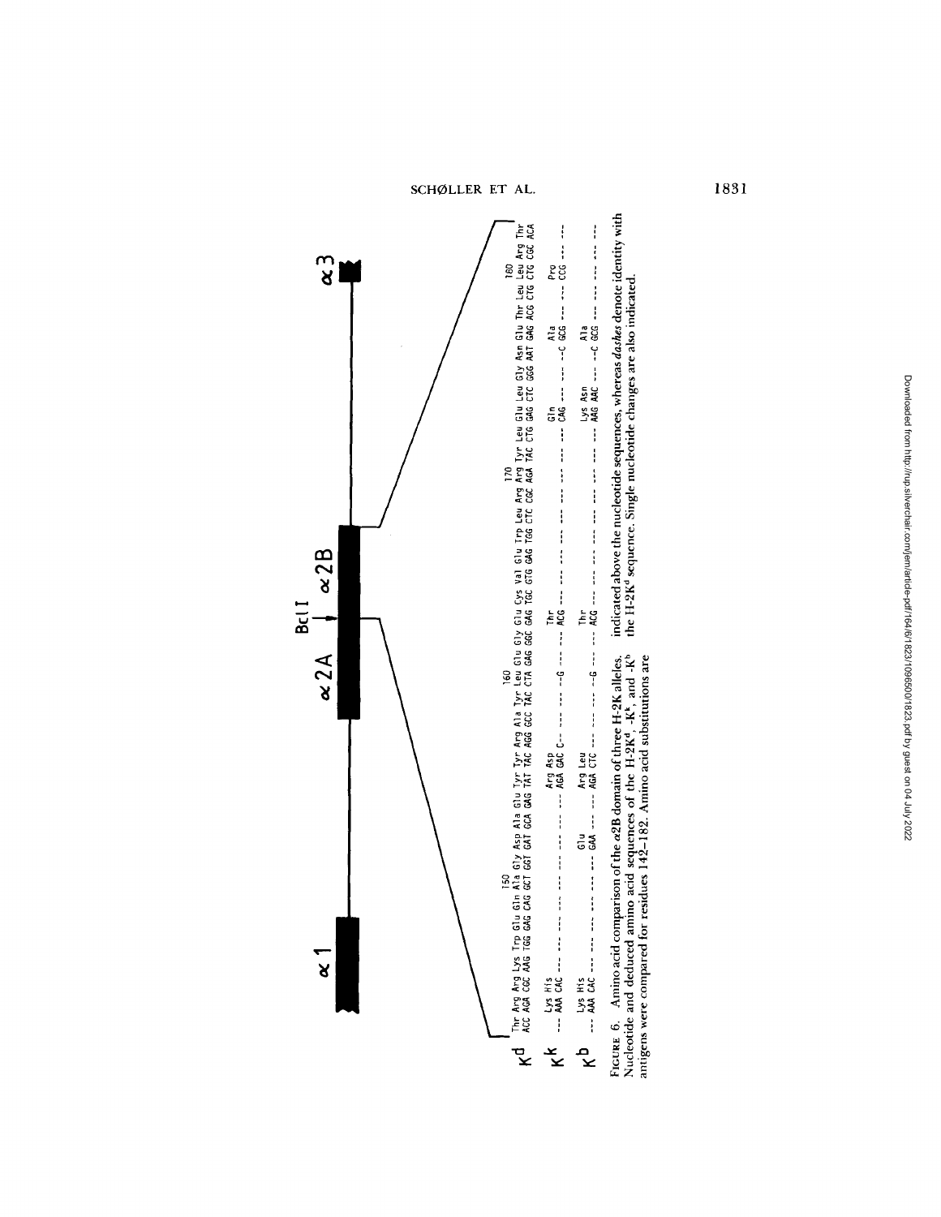```
                           150                                              160                                              170                                                  180
Kd  Thr Arg Arg Lys Trp Glu Gln Ala Gly Asp Ala Glu Tyr Tyr Arg Ala Tyr Leu Glu Gly Glu Cys Val Glu Trp Leu Arg Arg Tyr Leu Glu Leu Gly Asn Glu Thr Leu Leu Arg Thr
    ACC AGA CGC AAG TGG GAG CAG GCT GGT GAT GCA GAG TAT TAC AGG GCC TAC CTA GAG GGC GAG TGC GTG GAG TGG CTC CGC AGA TAC CTG GAG CTC GGG AAT GAG ACG CTG CTG CGC ACA

        Lys His                                             Arg Asp                 Thr                                                 Gln             Ala         Pro
Kk  --- AAA CAC --- --- --- --- --- --- --- --- --- --- AGA GAC C-- --- --- --G ACG --- --- --- --- --- --- --- --- --- --- --- CAG --- --- --C GCG --- --- CCG ---

        Lys His                                 Glu         Arg Leu                 Thr                                                 Lys Asn         Ala
Kb  --- AAA CAC --- --- --- --- --- --- --- GAA --- --- AGA CTC --- --- --- --G ACG --- --- --- --- --- --- --- --- --- --- --- AAG AAC --- --C GCG --- --- --- ---
```

α1 — α2A — BclI — α2B — α3

FIGURE 6. Amino acid comparison of the α2B domain of three H-2K alleles. Nucleotide and deduced amino acid sequences of the H-2K[d], -K[k], and -K[b] antigens were compared for residues 142–182. Amino acid substitutions are indicated above the nucleotide sequences, whereas *dashes* denote identity with the H-2K[d] sequence. Single nucleotide changes are also indicated.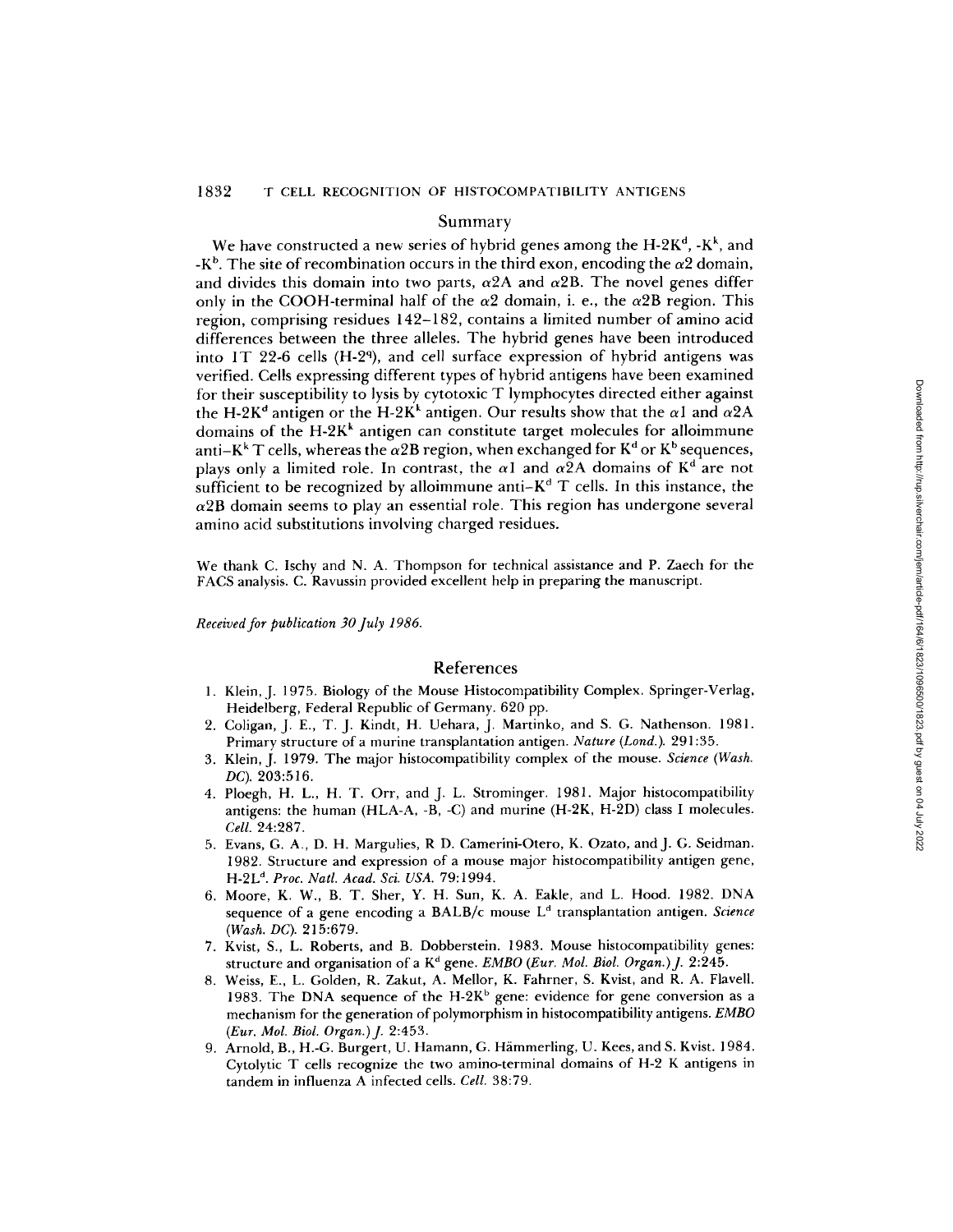## Summary

We have constructed a new series of hybrid genes among the H-2K$^d$, -K$^k$, and -K$^b$. The site of recombination occurs in the third exon, encoding the $\alpha 2$ domain, and divides this domain into two parts, $\alpha$2A and $\alpha$2B. The novel genes differ only in the COOH-terminal half of the $\alpha 2$ domain, i. e., the $\alpha$2B region. This region, comprising residues 142–182, contains a limited number of amino acid differences between the three alleles. The hybrid genes have been introduced into IT 22-6 cells (H-2$^q$), and cell surface expression of hybrid antigens was verified. Cells expressing different types of hybrid antigens have been examined for their susceptibility to lysis by cytotoxic T lymphocytes directed either against the H-2K$^d$ antigen or the H-2K$^k$ antigen. Our results show that the $\alpha 1$ and $\alpha$2A domains of the H-2K$^k$ antigen can constitute target molecules for alloimmune anti–K$^k$ T cells, whereas the $\alpha$2B region, when exchanged for K$^d$ or K$^b$ sequences, plays only a limited role. In contrast, the $\alpha 1$ and $\alpha$2A domains of K$^d$ are not sufficient to be recognized by alloimmune anti–K$^d$ T cells. In this instance, the $\alpha$2B domain seems to play an essential role. This region has undergone several amino acid substitutions involving charged residues.

We thank C. Ischy and N. A. Thompson for technical assistance and P. Zaech for the FACS analysis. C. Ravussin provided excellent help in preparing the manuscript.

*Received for publication 30 July 1986.*

## References

1. Klein, J. 1975. Biology of the Mouse Histocompatibility Complex. Springer-Verlag, Heidelberg, Federal Republic of Germany. 620 pp.
2. Coligan, J. E., T. J. Kindt, H. Uehara, J. Martinko, and S. G. Nathenson. 1981. Primary structure of a murine transplantation antigen. *Nature (Lond.).* 291:35.
3. Klein, J. 1979. The major histocompatibility complex of the mouse. *Science (Wash. DC).* 203:516.
4. Ploegh, H. L., H. T. Orr, and J. L. Strominger. 1981. Major histocompatibility antigens: the human (HLA-A, -B, -C) and murine (H-2K, H-2D) class I molecules. *Cell.* 24:287.
5. Evans, G. A., D. H. Margulies, R D. Camerini-Otero, K. Ozato, and J. G. Seidman. 1982. Structure and expression of a mouse major histocompatibility antigen gene, H-2L$^d$. *Proc. Natl. Acad. Sci. USA.* 79:1994.
6. Moore, K. W., B. T. Sher, Y. H. Sun, K. A. Eakle, and L. Hood. 1982. DNA sequence of a gene encoding a BALB/c mouse L$^d$ transplantation antigen. *Science (Wash. DC).* 215:679.
7. Kvist, S., L. Roberts, and B. Dobberstein. 1983. Mouse histocompatibility genes: structure and organisation of a K$^d$ gene. *EMBO (Eur. Mol. Biol. Organ.) J.* 2:245.
8. Weiss, E., L. Golden, R. Zakut, A. Mellor, K. Fahrner, S. Kvist, and R. A. Flavell. 1983. The DNA sequence of the H-2K$^b$ gene: evidence for gene conversion as a mechanism for the generation of polymorphism in histocompatibility antigens. *EMBO (Eur. Mol. Biol. Organ.) J.* 2:453.
9. Arnold, B., H.-G. Burgert, U. Hamann, G. Hämmerling, U. Kees, and S. Kvist. 1984. Cytolytic T cells recognize the two amino-terminal domains of H-2 K antigens in tandem in influenza A infected cells. *Cell.* 38:79.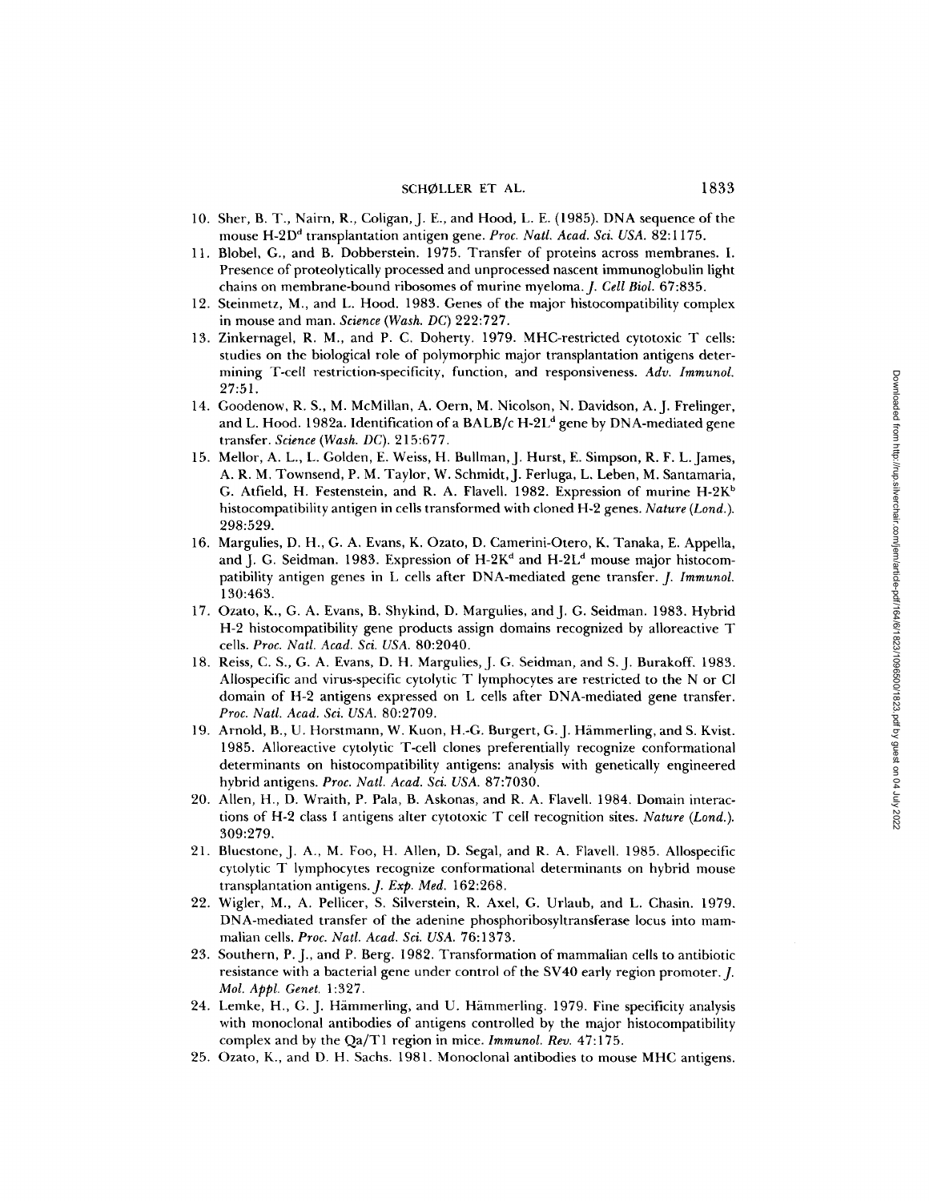10. Sher, B. T., Nairn, R., Coligan, J. E., and Hood, L. E. (1985). DNA sequence of the mouse H-2D[d] transplantation antigen gene. *Proc. Natl. Acad. Sci. USA.* 82:1175.
11. Blobel, G., and B. Dobberstein. 1975. Transfer of proteins across membranes. I. Presence of proteolytically processed and unprocessed nascent immunoglobulin light chains on membrane-bound ribosomes of murine myeloma. *J. Cell Biol.* 67:835.
12. Steinmetz, M., and L. Hood. 1983. Genes of the major histocompatibility complex in mouse and man. *Science (Wash. DC)* 222:727.
13. Zinkernagel, R. M., and P. C. Doherty. 1979. MHC-restricted cytotoxic T cells: studies on the biological role of polymorphic major transplantation antigens determining T-cell restriction-specificity, function, and responsiveness. *Adv. Immunol.* 27:51.
14. Goodenow, R. S., M. McMillan, A. Oern, M. Nicolson, N. Davidson, A. J. Frelinger, and L. Hood. 1982a. Identification of a BALB/c H-2L[d] gene by DNA-mediated gene transfer. *Science (Wash. DC).* 215:677.
15. Mellor, A. L., L. Golden, E. Weiss, H. Bullman, J. Hurst, E. Simpson, R. F. L. James, A. R. M. Townsend, P. M. Taylor, W. Schmidt, J. Ferluga, L. Leben, M. Santamaria, G. Atfield, H. Festenstein, and R. A. Flavell. 1982. Expression of murine H-2K[b] histocompatibility antigen in cells transformed with cloned H-2 genes. *Nature (Lond.).* 298:529.
16. Margulies, D. H., G. A. Evans, K. Ozato, D. Camerini-Otero, K. Tanaka, E. Appella, and J. G. Seidman. 1983. Expression of H-2K[d] and H-2L[d] mouse major histocompatibility antigen genes in L cells after DNA-mediated gene transfer. *J. Immunol.* 130:463.
17. Ozato, K., G. A. Evans, B. Shykind, D. Margulies, and J. G. Seidman. 1983. Hybrid H-2 histocompatibility gene products assign domains recognized by alloreactive T cells. *Proc. Natl. Acad. Sci. USA.* 80:2040.
18. Reiss, C. S., G. A. Evans, D. H. Margulies, J. G. Seidman, and S. J. Burakoff. 1983. Allospecific and virus-specific cytolytic T lymphocytes are restricted to the N or Cl domain of H-2 antigens expressed on L cells after DNA-mediated gene transfer. *Proc. Natl. Acad. Sci. USA.* 80:2709.
19. Arnold, B., U. Horstmann, W. Kuon, H.-G. Burgert, G. J. Hämmerling, and S. Kvist. 1985. Alloreactive cytolytic T-cell clones preferentially recognize conformational determinants on histocompatibility antigens: analysis with genetically engineered hybrid antigens. *Proc. Natl. Acad. Sci. USA.* 87:7030.
20. Allen, H., D. Wraith, P. Pala, B. Askonas, and R. A. Flavell. 1984. Domain interactions of H-2 class I antigens alter cytotoxic T cell recognition sites. *Nature (Lond.).* 309:279.
21. Bluestone, J. A., M. Foo, H. Allen, D. Segal, and R. A. Flavell. 1985. Allospecific cytolytic T lymphocytes recognize conformational determinants on hybrid mouse transplantation antigens. *J. Exp. Med.* 162:268.
22. Wigler, M., A. Pellicer, S. Silverstein, R. Axel, G. Urlaub, and L. Chasin. 1979. DNA-mediated transfer of the adenine phosphoribosyltransferase locus into mammalian cells. *Proc. Natl. Acad. Sci. USA.* 76:1373.
23. Southern, P. J., and P. Berg. 1982. Transformation of mammalian cells to antibiotic resistance with a bacterial gene under control of the SV40 early region promoter. *J. Mol. Appl. Genet.* 1:327.
24. Lemke, H., G. J. Hämmerling, and U. Hämmerling. 1979. Fine specificity analysis with monoclonal antibodies of antigens controlled by the major histocompatibility complex and by the Qa/T1 region in mice. *Immunol. Rev.* 47:175.
25. Ozato, K., and D. H. Sachs. 1981. Monoclonal antibodies to mouse MHC antigens.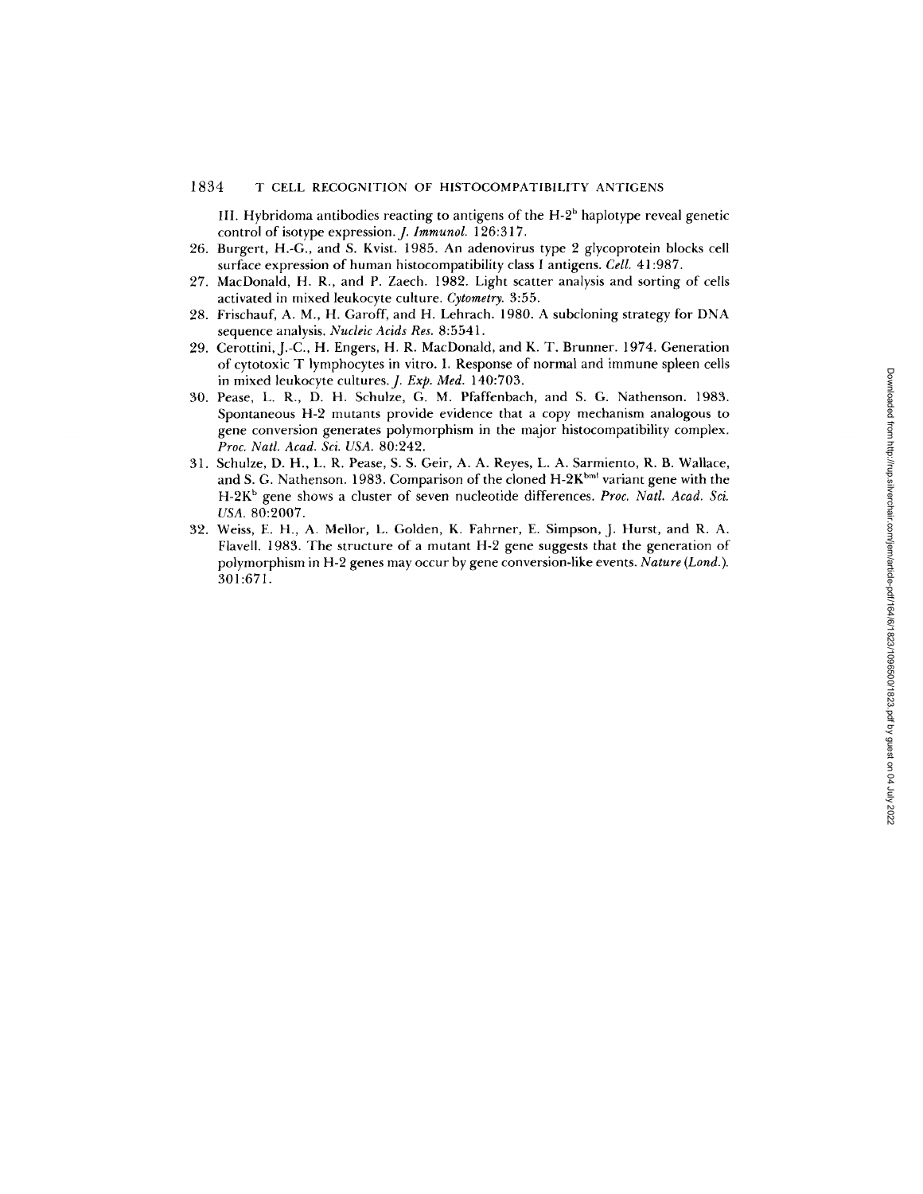III. Hybridoma antibodies reacting to antigens of the H-2$^b$ haplotype reveal genetic control of isotype expression. *J. Immunol.* 126:317.

26. Burgert, H.-G., and S. Kvist. 1985. An adenovirus type 2 glycoprotein blocks cell surface expression of human histocompatibility class I antigens. *Cell.* 41:987.
27. MacDonald, H. R., and P. Zaech. 1982. Light scatter analysis and sorting of cells activated in mixed leukocyte culture. *Cytometry.* 3:55.
28. Frischauf, A. M., H. Garoff, and H. Lehrach. 1980. A subcloning strategy for DNA sequence analysis. *Nucleic Acids Res.* 8:5541.
29. Cerottini, J.-C., H. Engers, H. R. MacDonald, and K. T. Brunner. 1974. Generation of cytotoxic T lymphocytes in vitro. I. Response of normal and immune spleen cells in mixed leukocyte cultures. *J. Exp. Med.* 140:703.
30. Pease, L. R., D. H. Schulze, G. M. Pfaffenbach, and S. G. Nathenson. 1983. Spontaneous H-2 mutants provide evidence that a copy mechanism analogous to gene conversion generates polymorphism in the major histocompatibility complex. *Proc. Natl. Acad. Sci. USA.* 80:242.
31. Schulze, D. H., L. R. Pease, S. S. Geir, A. A. Reyes, L. A. Sarmiento, R. B. Wallace, and S. G. Nathenson. 1983. Comparison of the cloned H-2K$^{bm1}$ variant gene with the H-2K$^b$ gene shows a cluster of seven nucleotide differences. *Proc. Natl. Acad. Sci. USA.* 80:2007.
32. Weiss, E. H., A. Mellor, L. Golden, K. Fahrner, E. Simpson, J. Hurst, and R. A. Flavell. 1983. The structure of a mutant H-2 gene suggests that the generation of polymorphism in H-2 genes may occur by gene conversion-like events. *Nature (Lond.).* 301:671.